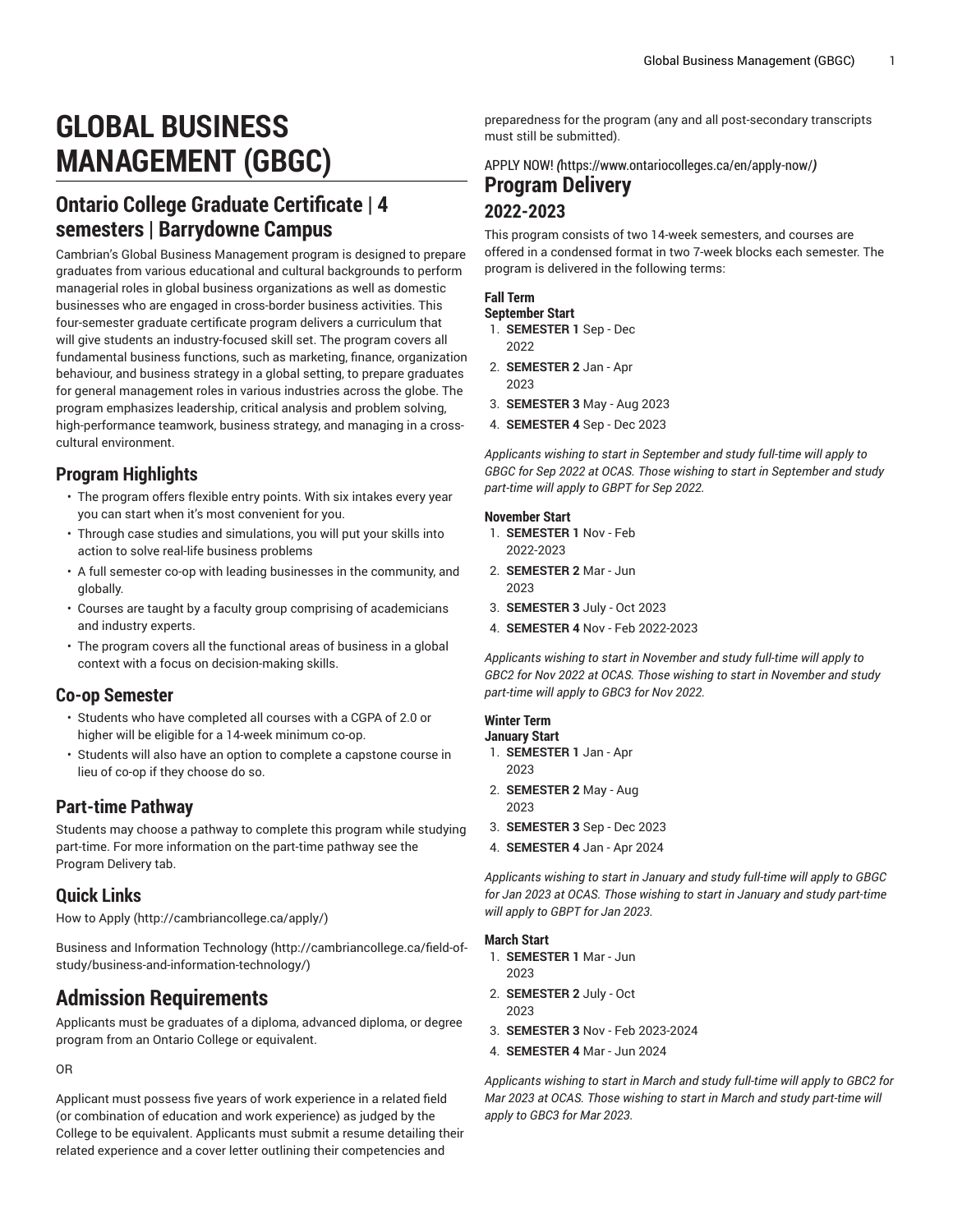# GLOBAL BUSINESS MANAGEMENT (GBGC)

## Ontario College Graduate Certificate | 4 semesters | Barrydowne Campus

Cambrian's Global Business Management program is designed to prepare graduates from various educational and cultural backgrounds to perform managerial roles in global business organizations as well as domestic businesses who are engaged in cross-border business activities. This four-semester graduate certificate program delivers a curriculum that will give students an industry-focused skill set. The program covers all fundamental business functions, such as marketing, finance, organization behaviour, and business strategy in a global setting, to prepare graduates for general management roles in various industries across the globe. The program emphasizes leadership, critical analysis and problem solving, high-performance teamwork, business strategy, and managing in a cross-cultural environment.

## Program Highlights

- The program offers flexible entry points. With six intakes every year you can start when it's most convenient for you.
- Through case studies and simulations, you will put your skills into action to solve real-life business problems
- A full semester co-op with leading businesses in the community, and globally.
- Courses are taught by a faculty group comprising of academicians and industry experts.
- The program covers all the functional areas of business in a global context with a focus on decision-making skills.

## Co-op Semester

- Students who have completed all courses with a CGPA of 2.0 or higher will be eligible for a 14-week minimum co-op.
- Students will also have an option to complete a capstone course in lieu of co-op if they choose do so.

## Part-time Pathway

Students may choose a pathway to complete this program while studying part-time. For more information on the part-time pathway see the Program Delivery tab.

## Quick Links

How to Apply (http://cambriancollege.ca/apply/)

Business and Information Technology (http://cambriancollege.ca/field-of-study/business-and-information-technology/)

## Admission Requirements

Applicants must be graduates of a diploma, advanced diploma, or degree program from an Ontario College or equivalent.

OR

Applicant must possess five years of work experience in a related field (or combination of education and work experience) as judged by the College to be equivalent. Applicants must submit a resume detailing their related experience and a cover letter outlining their competencies and preparedness for the program (any and all post-secondary transcripts must still be submitted).

APPLY NOW! (https://www.ontariocolleges.ca/en/apply-now/)

## Program Delivery

### 2022-2023

This program consists of two 14-week semesters, and courses are offered in a condensed format in two 7-week blocks each semester. The program is delivered in the following terms:

**Fall Term**

**September Start**

1. **SEMESTER 1** Sep - Dec 2022
2. **SEMESTER 2** Jan - Apr 2023
3. **SEMESTER 3** May - Aug 2023
4. **SEMESTER 4** Sep - Dec 2023

*Applicants wishing to start in September and study full-time will apply to GBGC for Sep 2022 at OCAS. Those wishing to start in September and study part-time will apply to GBPT for Sep 2022.*

**November Start**

1. **SEMESTER 1** Nov - Feb 2022-2023
2. **SEMESTER 2** Mar - Jun 2023
3. **SEMESTER 3** July - Oct 2023
4. **SEMESTER 4** Nov - Feb 2022-2023

*Applicants wishing to start in November and study full-time will apply to GBC2 for Nov 2022 at OCAS. Those wishing to start in November and study part-time will apply to GBC3 for Nov 2022.*

**Winter Term**

**January Start**

1. **SEMESTER 1** Jan - Apr 2023
2. **SEMESTER 2** May - Aug 2023
3. **SEMESTER 3** Sep - Dec 2023
4. **SEMESTER 4** Jan - Apr 2024

*Applicants wishing to start in January and study full-time will apply to GBGC for Jan 2023 at OCAS. Those wishing to start in January and study part-time will apply to GBPT for Jan 2023.*

**March Start**

1. **SEMESTER 1** Mar - Jun 2023
2. **SEMESTER 2** July - Oct 2023
3. **SEMESTER 3** Nov - Feb 2023-2024
4. **SEMESTER 4** Mar - Jun 2024

*Applicants wishing to start in March and study full-time will apply to GBC2 for Mar 2023 at OCAS. Those wishing to start in March and study part-time will apply to GBC3 for Mar 2023.*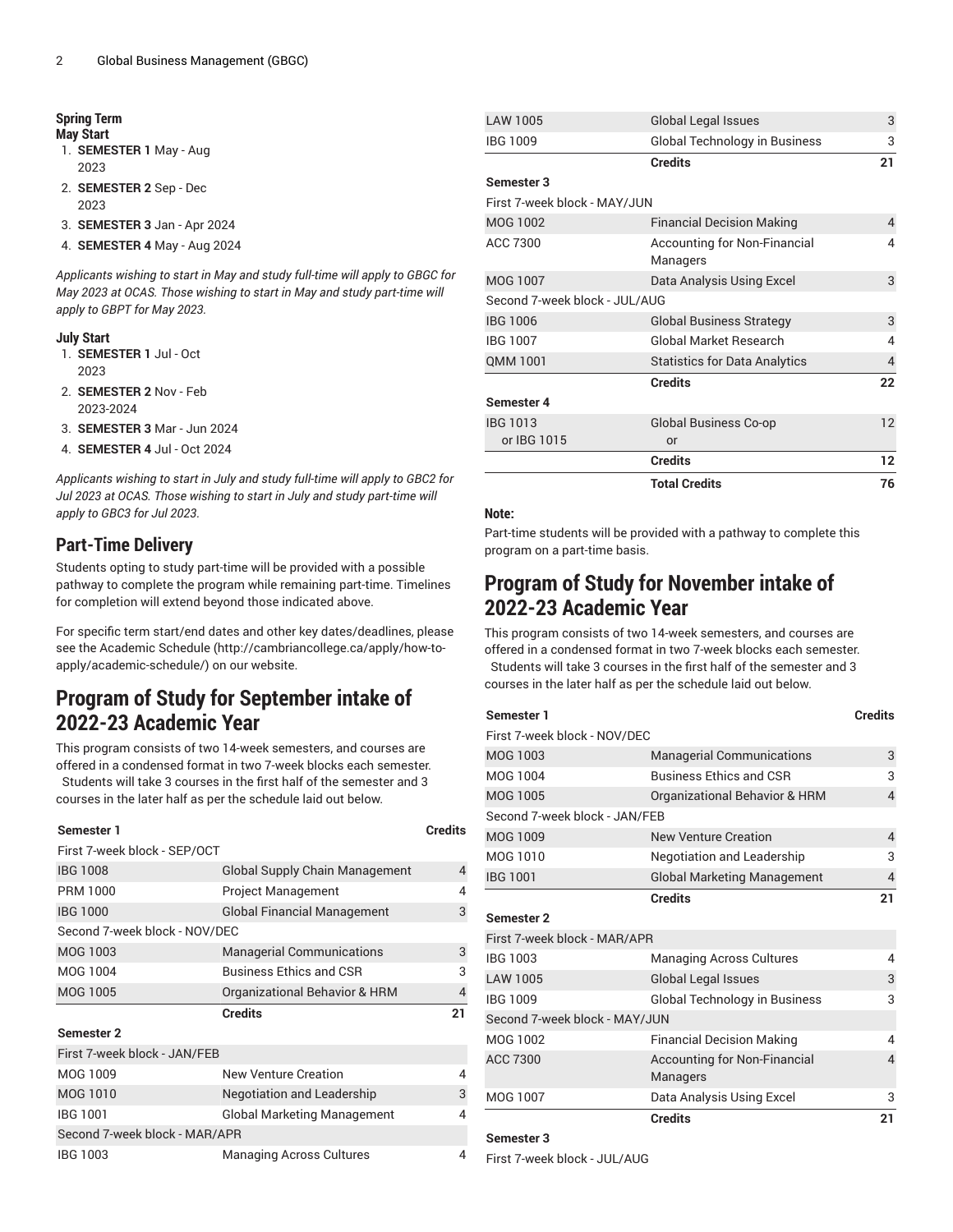#### Spring Term

**May Start**

1. **SEMESTER 1** May - Aug 2023
2. **SEMESTER 2** Sep - Dec 2023
3. **SEMESTER 3** Jan - Apr 2024
4. **SEMESTER 4** May - Aug 2024

*Applicants wishing to start in May and study full-time will apply to GBGC for May 2023 at OCAS. Those wishing to start in May and study part-time will apply to GBPT for May 2023.*

**July Start**

1. **SEMESTER 1** Jul - Oct 2023
2. **SEMESTER 2** Nov - Feb 2023-2024
3. **SEMESTER 3** Mar - Jun 2024
4. **SEMESTER 4** Jul - Oct 2024

*Applicants wishing to start in July and study full-time will apply to GBC2 for Jul 2023 at OCAS. Those wishing to start in July and study part-time will apply to GBC3 for Jul 2023.*

## Part-Time Delivery

Students opting to study part-time will be provided with a possible pathway to complete the program while remaining part-time. Timelines for completion will extend beyond those indicated above.

For specific term start/end dates and other key dates/deadlines, please see the Academic Schedule (http://cambriancollege.ca/apply/how-to-apply/academic-schedule/) on our website.

## Program of Study for September intake of 2022-23 Academic Year

This program consists of two 14-week semesters, and courses are offered in a condensed format in two 7-week blocks each semester. Students will take 3 courses in the first half of the semester and 3 courses in the later half as per the schedule laid out below.

| Semester 1 | | Credits |
|---|---|---|
| First 7-week block - SEP/OCT | | |
| IBG 1008 | Global Supply Chain Management | 4 |
| PRM 1000 | Project Management | 4 |
| IBG 1000 | Global Financial Management | 3 |
| Second 7-week block - NOV/DEC | | |
| MOG 1003 | Managerial Communications | 3 |
| MOG 1004 | Business Ethics and CSR | 3 |
| MOG 1005 | Organizational Behavior & HRM | 4 |
| | **Credits** | **21** |
| **Semester 2** | | |
| First 7-week block - JAN/FEB | | |
| MOG 1009 | New Venture Creation | 4 |
| MOG 1010 | Negotiation and Leadership | 3 |
| IBG 1001 | Global Marketing Management | 4 |
| Second 7-week block - MAR/APR | | |
| IBG 1003 | Managing Across Cultures | 4 |
| LAW 1005 | Global Legal Issues | 3 |
| IBG 1009 | Global Technology in Business | 3 |
| | **Credits** | **21** |
| **Semester 3** | | |
| First 7-week block - MAY/JUN | | |
| MOG 1002 | Financial Decision Making | 4 |
| ACC 7300 | Accounting for Non-Financial Managers | 4 |
| MOG 1007 | Data Analysis Using Excel | 3 |
| Second 7-week block - JUL/AUG | | |
| IBG 1006 | Global Business Strategy | 3 |
| IBG 1007 | Global Market Research | 4 |
| QMM 1001 | Statistics for Data Analytics | 4 |
| | **Credits** | **22** |
| **Semester 4** | | |
| IBG 1013 or IBG 1015 | Global Business Co-op or | 12 |
| | **Credits** | **12** |
| | **Total Credits** | **76** |

**Note:**

Part-time students will be provided with a pathway to complete this program on a part-time basis.

## Program of Study for November intake of 2022-23 Academic Year

This program consists of two 14-week semesters, and courses are offered in a condensed format in two 7-week blocks each semester. Students will take 3 courses in the first half of the semester and 3 courses in the later half as per the schedule laid out below.

| Semester 1 | | Credits |
|---|---|---|
| First 7-week block - NOV/DEC | | |
| MOG 1003 | Managerial Communications | 3 |
| MOG 1004 | Business Ethics and CSR | 3 |
| MOG 1005 | Organizational Behavior & HRM | 4 |
| Second 7-week block - JAN/FEB | | |
| MOG 1009 | New Venture Creation | 4 |
| MOG 1010 | Negotiation and Leadership | 3 |
| IBG 1001 | Global Marketing Management | 4 |
| | **Credits** | **21** |
| **Semester 2** | | |
| First 7-week block - MAR/APR | | |
| IBG 1003 | Managing Across Cultures | 4 |
| LAW 1005 | Global Legal Issues | 3 |
| IBG 1009 | Global Technology in Business | 3 |
| Second 7-week block - MAY/JUN | | |
| MOG 1002 | Financial Decision Making | 4 |
| ACC 7300 | Accounting for Non-Financial Managers | 4 |
| MOG 1007 | Data Analysis Using Excel | 3 |
| | **Credits** | **21** |
| **Semester 3** | | |
| First 7-week block - JUL/AUG | | |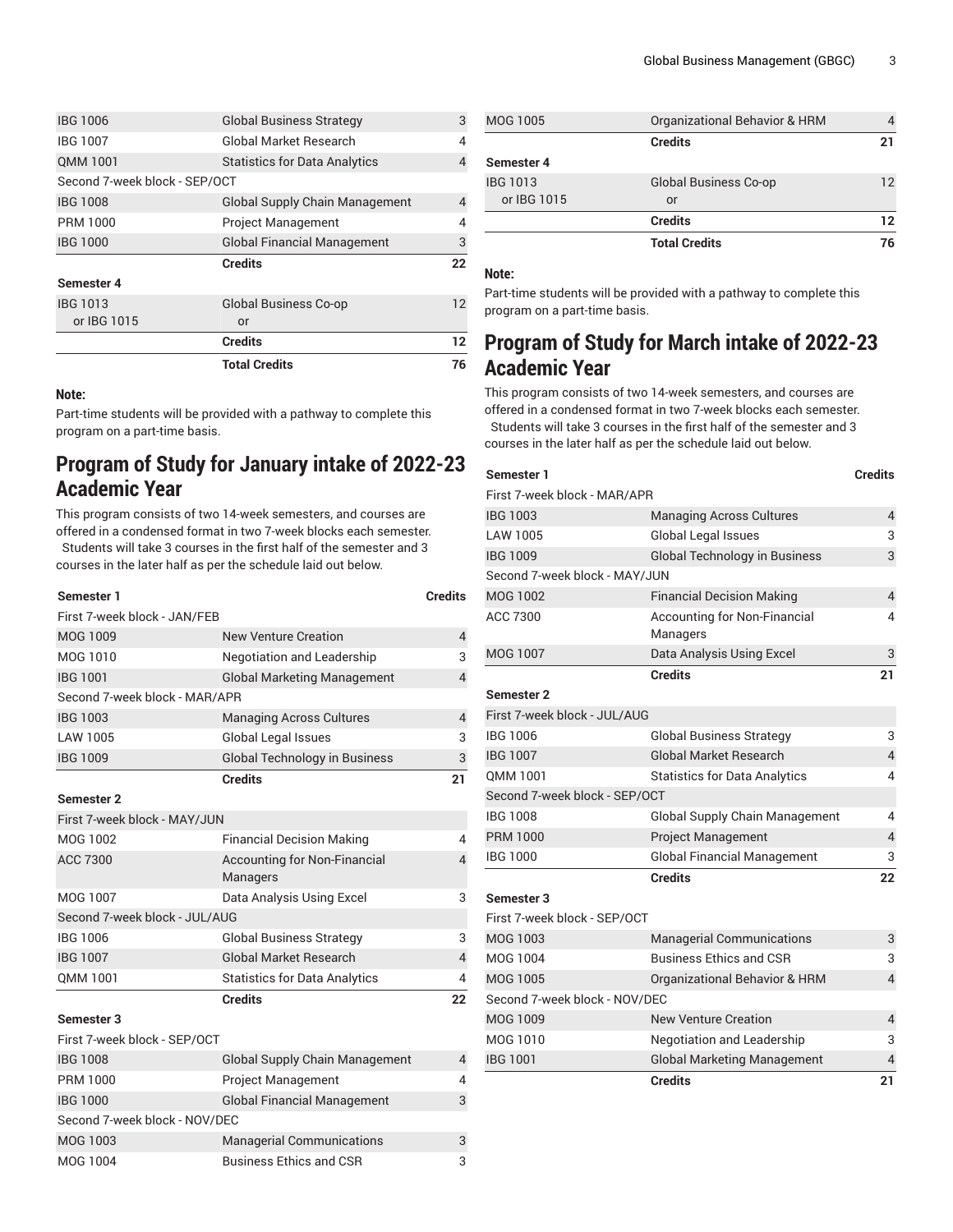| | | |
|---|---|---|
| IBG 1006 | Global Business Strategy | 3 |
| IBG 1007 | Global Market Research | 4 |
| QMM 1001 | Statistics for Data Analytics | 4 |
| Second 7-week block - SEP/OCT | | |
| IBG 1008 | Global Supply Chain Management | 4 |
| PRM 1000 | Project Management | 4 |
| IBG 1000 | Global Financial Management | 3 |
| | **Credits** | **22** |
| **Semester 4** | | |
| IBG 1013 or IBG 1015 | Global Business Co-op or | 12 |
| | **Credits** | **12** |
| | **Total Credits** | **76** |

**Note:**

Part-time students will be provided with a pathway to complete this program on a part-time basis.

## Program of Study for January intake of 2022-23 Academic Year

This program consists of two 14-week semesters, and courses are offered in a condensed format in two 7-week blocks each semester. Students will take 3 courses in the first half of the semester and 3 courses in the later half as per the schedule laid out below.

| **Semester 1** | | **Credits** |
|---|---|---|
| First 7-week block - JAN/FEB | | |
| MOG 1009 | New Venture Creation | 4 |
| MOG 1010 | Negotiation and Leadership | 3 |
| IBG 1001 | Global Marketing Management | 4 |
| Second 7-week block - MAR/APR | | |
| IBG 1003 | Managing Across Cultures | 4 |
| LAW 1005 | Global Legal Issues | 3 |
| IBG 1009 | Global Technology in Business | 3 |
| | **Credits** | **21** |
| **Semester 2** | | |
| First 7-week block - MAY/JUN | | |
| MOG 1002 | Financial Decision Making | 4 |
| ACC 7300 | Accounting for Non-Financial Managers | 4 |
| MOG 1007 | Data Analysis Using Excel | 3 |
| Second 7-week block - JUL/AUG | | |
| IBG 1006 | Global Business Strategy | 3 |
| IBG 1007 | Global Market Research | 4 |
| QMM 1001 | Statistics for Data Analytics | 4 |
| | **Credits** | **22** |
| **Semester 3** | | |
| First 7-week block - SEP/OCT | | |
| IBG 1008 | Global Supply Chain Management | 4 |
| PRM 1000 | Project Management | 4 |
| IBG 1000 | Global Financial Management | 3 |
| Second 7-week block - NOV/DEC | | |
| MOG 1003 | Managerial Communications | 3 |
| MOG 1004 | Business Ethics and CSR | 3 |
| MOG 1005 | Organizational Behavior & HRM | 4 |
| | **Credits** | **21** |
| **Semester 4** | | |
| IBG 1013 or IBG 1015 | Global Business Co-op or | 12 |
| | **Credits** | **12** |
| | **Total Credits** | **76** |

**Note:**

Part-time students will be provided with a pathway to complete this program on a part-time basis.

## Program of Study for March intake of 2022-23 Academic Year

This program consists of two 14-week semesters, and courses are offered in a condensed format in two 7-week blocks each semester. Students will take 3 courses in the first half of the semester and 3 courses in the later half as per the schedule laid out below.

| **Semester 1** | | **Credits** |
|---|---|---|
| First 7-week block - MAR/APR | | |
| IBG 1003 | Managing Across Cultures | 4 |
| LAW 1005 | Global Legal Issues | 3 |
| IBG 1009 | Global Technology in Business | 3 |
| Second 7-week block - MAY/JUN | | |
| MOG 1002 | Financial Decision Making | 4 |
| ACC 7300 | Accounting for Non-Financial Managers | 4 |
| MOG 1007 | Data Analysis Using Excel | 3 |
| | **Credits** | **21** |
| **Semester 2** | | |
| First 7-week block - JUL/AUG | | |
| IBG 1006 | Global Business Strategy | 3 |
| IBG 1007 | Global Market Research | 4 |
| QMM 1001 | Statistics for Data Analytics | 4 |
| Second 7-week block - SEP/OCT | | |
| IBG 1008 | Global Supply Chain Management | 4 |
| PRM 1000 | Project Management | 4 |
| IBG 1000 | Global Financial Management | 3 |
| | **Credits** | **22** |
| **Semester 3** | | |
| First 7-week block - SEP/OCT | | |
| MOG 1003 | Managerial Communications | 3 |
| MOG 1004 | Business Ethics and CSR | 3 |
| MOG 1005 | Organizational Behavior & HRM | 4 |
| Second 7-week block - NOV/DEC | | |
| MOG 1009 | New Venture Creation | 4 |
| MOG 1010 | Negotiation and Leadership | 3 |
| IBG 1001 | Global Marketing Management | 4 |
| | **Credits** | **21** |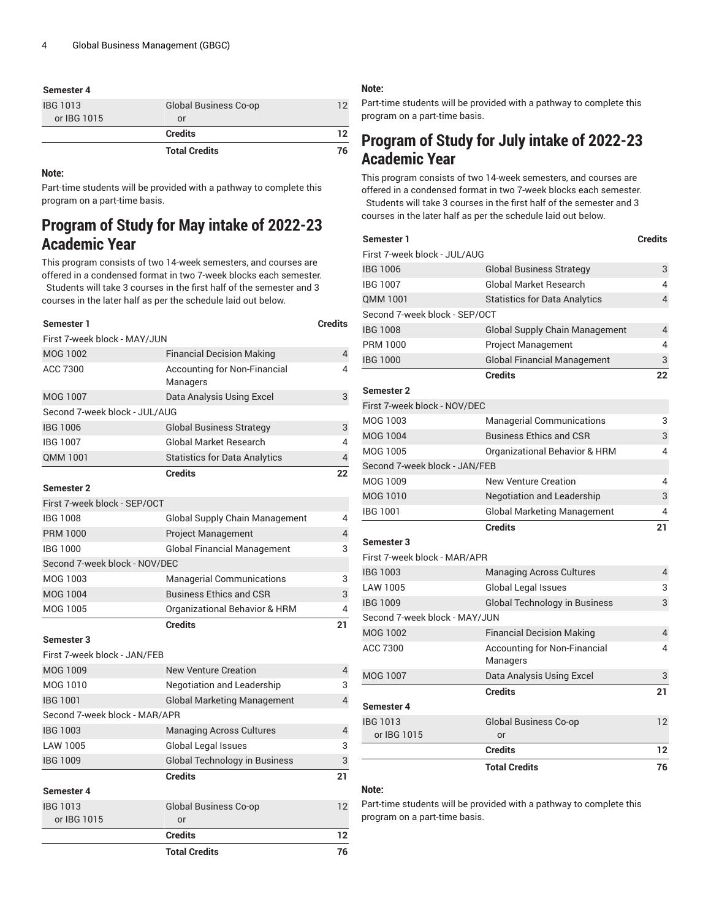| Semester 4 | | |
|---|---|---|
| IBG 1013 or IBG 1015 | Global Business Co-op or | 12 |
| | **Credits** | **12** |
| | **Total Credits** | **76** |

**Note:**

Part-time students will be provided with a pathway to complete this program on a part-time basis.

## Program of Study for May intake of 2022-23 Academic Year

This program consists of two 14-week semesters, and courses are offered in a condensed format in two 7-week blocks each semester. Students will take 3 courses in the first half of the semester and 3 courses in the later half as per the schedule laid out below.

| Semester 1 | | Credits |
|---|---|---|
| First 7-week block - MAY/JUN | | |
| MOG 1002 | Financial Decision Making | 4 |
| ACC 7300 | Accounting for Non-Financial Managers | 4 |
| MOG 1007 | Data Analysis Using Excel | 3 |
| Second 7-week block - JUL/AUG | | |
| IBG 1006 | Global Business Strategy | 3 |
| IBG 1007 | Global Market Research | 4 |
| QMM 1001 | Statistics for Data Analytics | 4 |
| | **Credits** | **22** |
| **Semester 2** | | |
| First 7-week block - SEP/OCT | | |
| IBG 1008 | Global Supply Chain Management | 4 |
| PRM 1000 | Project Management | 4 |
| IBG 1000 | Global Financial Management | 3 |
| Second 7-week block - NOV/DEC | | |
| MOG 1003 | Managerial Communications | 3 |
| MOG 1004 | Business Ethics and CSR | 3 |
| MOG 1005 | Organizational Behavior & HRM | 4 |
| | **Credits** | **21** |
| **Semester 3** | | |
| First 7-week block - JAN/FEB | | |
| MOG 1009 | New Venture Creation | 4 |
| MOG 1010 | Negotiation and Leadership | 3 |
| IBG 1001 | Global Marketing Management | 4 |
| Second 7-week block - MAR/APR | | |
| IBG 1003 | Managing Across Cultures | 4 |
| LAW 1005 | Global Legal Issues | 3 |
| IBG 1009 | Global Technology in Business | 3 |
| | **Credits** | **21** |
| **Semester 4** | | |
| IBG 1013 or IBG 1015 | Global Business Co-op or | 12 |
| | **Credits** | **12** |
| | **Total Credits** | **76** |

**Note:**

Part-time students will be provided with a pathway to complete this program on a part-time basis.

## Program of Study for July intake of 2022-23 Academic Year

This program consists of two 14-week semesters, and courses are offered in a condensed format in two 7-week blocks each semester. Students will take 3 courses in the first half of the semester and 3 courses in the later half as per the schedule laid out below.

| Semester 1 | | Credits |
|---|---|---|
| First 7-week block - JUL/AUG | | |
| IBG 1006 | Global Business Strategy | 3 |
| IBG 1007 | Global Market Research | 4 |
| QMM 1001 | Statistics for Data Analytics | 4 |
| Second 7-week block - SEP/OCT | | |
| IBG 1008 | Global Supply Chain Management | 4 |
| PRM 1000 | Project Management | 4 |
| IBG 1000 | Global Financial Management | 3 |
| | **Credits** | **22** |
| **Semester 2** | | |
| First 7-week block - NOV/DEC | | |
| MOG 1003 | Managerial Communications | 3 |
| MOG 1004 | Business Ethics and CSR | 3 |
| MOG 1005 | Organizational Behavior & HRM | 4 |
| Second 7-week block - JAN/FEB | | |
| MOG 1009 | New Venture Creation | 4 |
| MOG 1010 | Negotiation and Leadership | 3 |
| IBG 1001 | Global Marketing Management | 4 |
| | **Credits** | **21** |
| **Semester 3** | | |
| First 7-week block - MAR/APR | | |
| IBG 1003 | Managing Across Cultures | 4 |
| LAW 1005 | Global Legal Issues | 3 |
| IBG 1009 | Global Technology in Business | 3 |
| Second 7-week block - MAY/JUN | | |
| MOG 1002 | Financial Decision Making | 4 |
| ACC 7300 | Accounting for Non-Financial Managers | 4 |
| MOG 1007 | Data Analysis Using Excel | 3 |
| | **Credits** | **21** |
| **Semester 4** | | |
| IBG 1013 or IBG 1015 | Global Business Co-op or | 12 |
| | **Credits** | **12** |
| | **Total Credits** | **76** |

**Note:**

Part-time students will be provided with a pathway to complete this program on a part-time basis.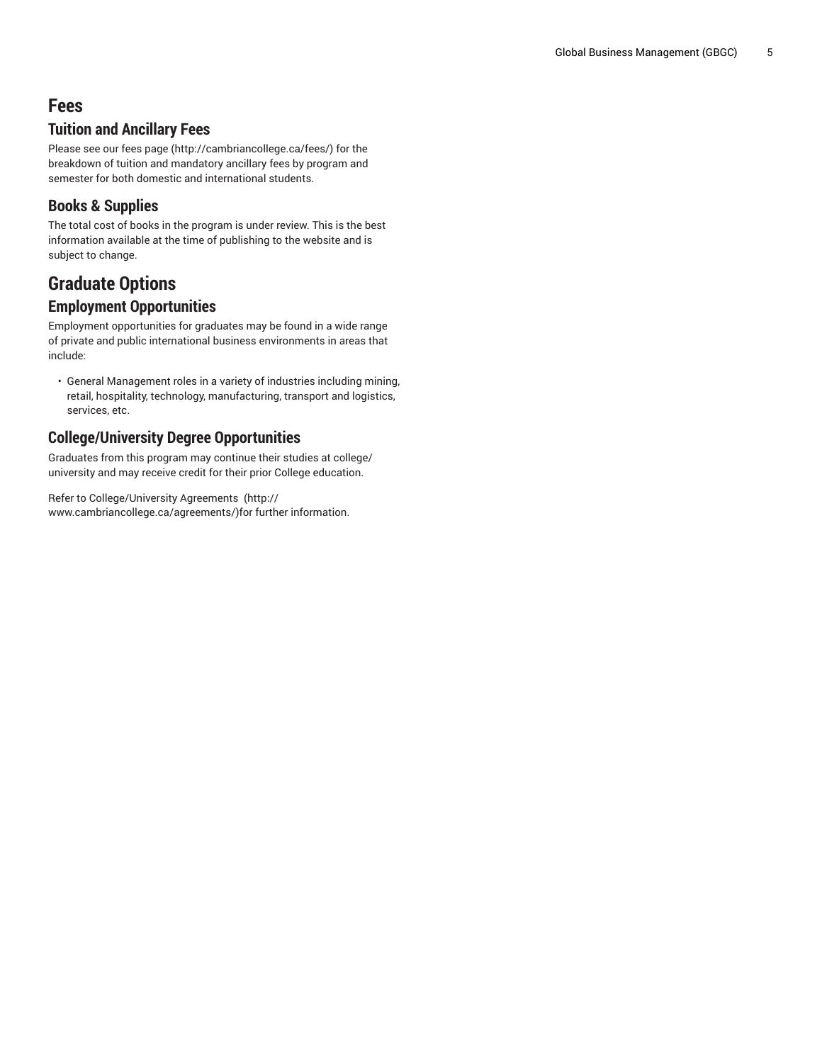# Fees

## Tuition and Ancillary Fees

Please see our fees page (http://cambriancollege.ca/fees/) for the breakdown of tuition and mandatory ancillary fees by program and semester for both domestic and international students.

## Books & Supplies

The total cost of books in the program is under review. This is the best information available at the time of publishing to the website and is subject to change.

# Graduate Options

## Employment Opportunities

Employment opportunities for graduates may be found in a wide range of private and public international business environments in areas that include:

- General Management roles in a variety of industries including mining, retail, hospitality, technology, manufacturing, transport and logistics, services, etc.

## College/University Degree Opportunities

Graduates from this program may continue their studies at college/university and may receive credit for their prior College education.

Refer to College/University Agreements (http://www.cambriancollege.ca/agreements/)for further information.